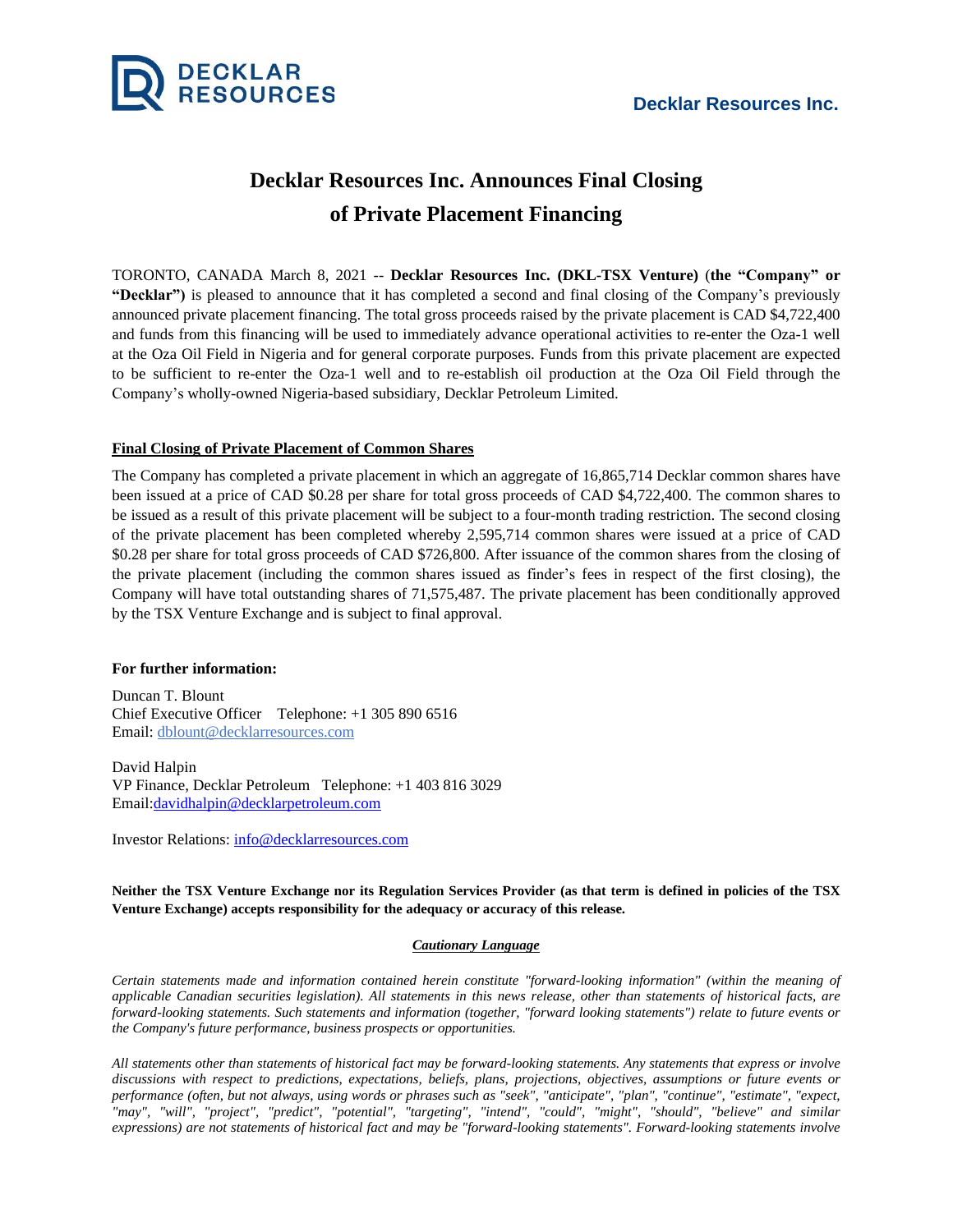Decklar Resources Inc.

# Decklar Resources Inc. Announces Final Closing of Private Placement Financing

TORONTO, CANADA March 8, 2021 -- **Decklar Resources Inc. (DKL-TSX Venture)** (**the "Company" or "Decklar")** is pleased to announce that it has completed a second and final closing of the Company's previously announced private placement financing. The total gross proceeds raised by the private placement is CAD $4,722,400 and funds from this financing will be used to immediately advance operational activities to re-enter the Oza-1 well at the Oza Oil Field in Nigeria and for general corporate purposes. Funds from this private placement are expected to be sufficient to re-enter the Oza-1 well and to re-establish oil production at the Oza Oil Field through the Company's wholly-owned Nigeria-based subsidiary, Decklar Petroleum Limited.

## Final Closing of Private Placement of Common Shares

The Company has completed a private placement in which an aggregate of 16,865,714 Decklar common shares have been issued at a price of CAD $0.28 per share for total gross proceeds of CAD $4,722,400. The common shares to be issued as a result of this private placement will be subject to a four-month trading restriction. The second closing of the private placement has been completed whereby 2,595,714 common shares were issued at a price of CAD $0.28 per share for total gross proceeds of CAD $726,800. After issuance of the common shares from the closing of the private placement (including the common shares issued as finder's fees in respect of the first closing), the Company will have total outstanding shares of 71,575,487. The private placement has been conditionally approved by the TSX Venture Exchange and is subject to final approval.

**For further information:**

Duncan T. Blount
Chief Executive Officer Telephone: +1 305 890 6516
Email: dblount@decklarresources.com

David Halpin
VP Finance, Decklar Petroleum Telephone: +1 403 816 3029
Email:davidhalpin@decklarpetroleum.com

Investor Relations: info@decklarresources.com

**Neither the TSX Venture Exchange nor its Regulation Services Provider (as that term is defined in policies of the TSX Venture Exchange) accepts responsibility for the adequacy or accuracy of this release.**

***Cautionary Language***

*Certain statements made and information contained herein constitute "forward-looking information" (within the meaning of applicable Canadian securities legislation). All statements in this news release, other than statements of historical facts, are forward-looking statements. Such statements and information (together, "forward looking statements") relate to future events or the Company's future performance, business prospects or opportunities.*

*All statements other than statements of historical fact may be forward-looking statements. Any statements that express or involve discussions with respect to predictions, expectations, beliefs, plans, projections, objectives, assumptions or future events or performance (often, but not always, using words or phrases such as "seek", "anticipate", "plan", "continue", "estimate", "expect, "may", "will", "project", "predict", "potential", "targeting", "intend", "could", "might", "should", "believe" and similar expressions) are not statements of historical fact and may be "forward-looking statements". Forward-looking statements involve*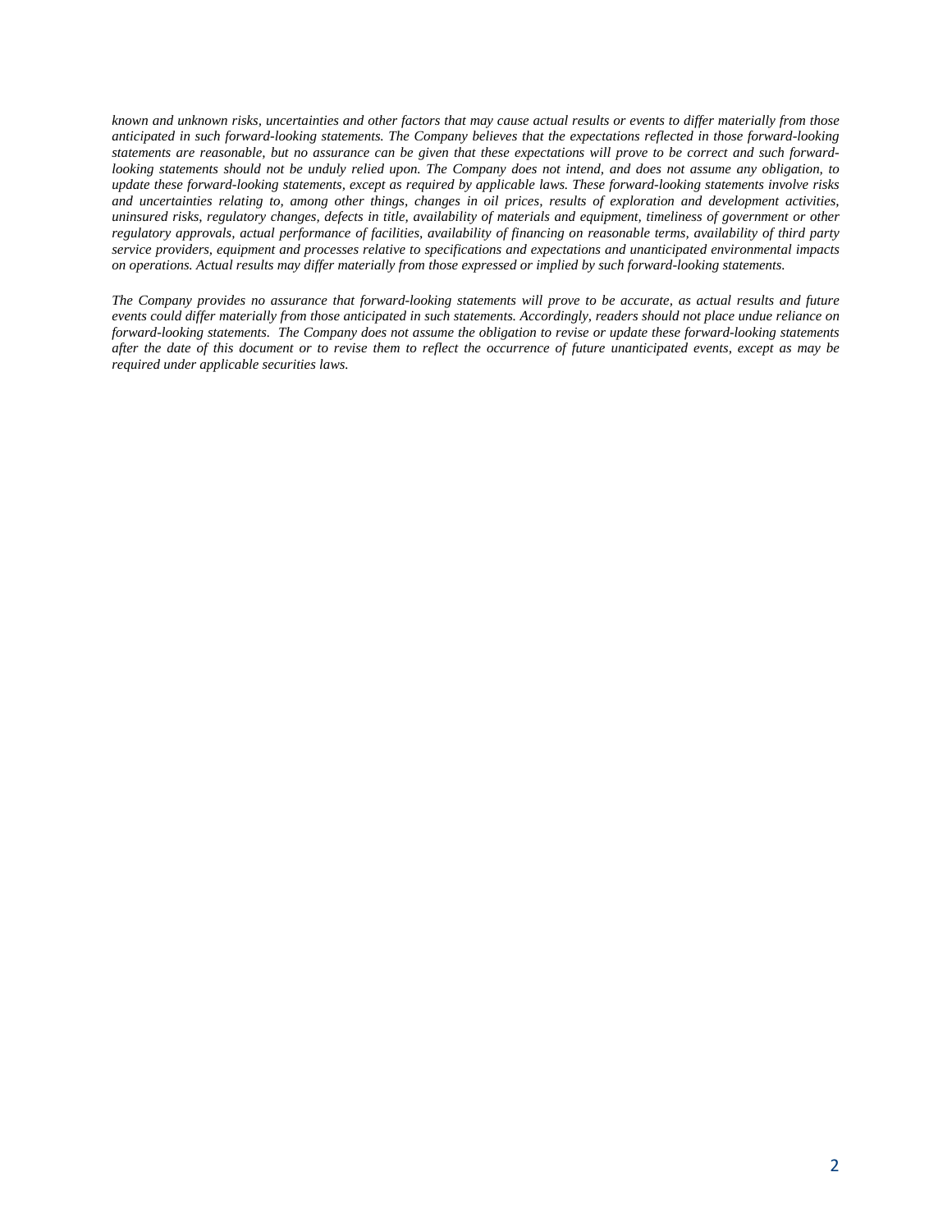*known and unknown risks, uncertainties and other factors that may cause actual results or events to differ materially from those anticipated in such forward-looking statements. The Company believes that the expectations reflected in those forward-looking statements are reasonable, but no assurance can be given that these expectations will prove to be correct and such forward-looking statements should not be unduly relied upon. The Company does not intend, and does not assume any obligation, to update these forward-looking statements, except as required by applicable laws. These forward-looking statements involve risks and uncertainties relating to, among other things, changes in oil prices, results of exploration and development activities, uninsured risks, regulatory changes, defects in title, availability of materials and equipment, timeliness of government or other regulatory approvals, actual performance of facilities, availability of financing on reasonable terms, availability of third party service providers, equipment and processes relative to specifications and expectations and unanticipated environmental impacts on operations. Actual results may differ materially from those expressed or implied by such forward-looking statements.*

*The Company provides no assurance that forward-looking statements will prove to be accurate, as actual results and future events could differ materially from those anticipated in such statements. Accordingly, readers should not place undue reliance on forward-looking statements. The Company does not assume the obligation to revise or update these forward-looking statements after the date of this document or to revise them to reflect the occurrence of future unanticipated events, except as may be required under applicable securities laws.*